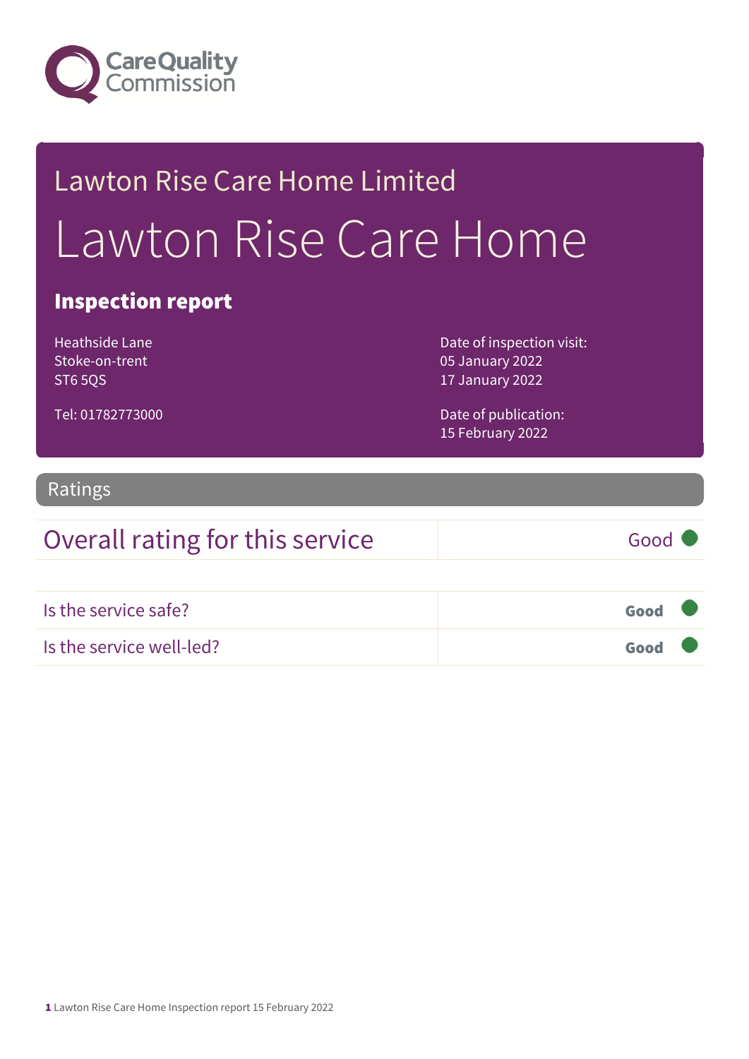Care Quality Commission

Lawton Rise Care Home Limited

# Lawton Rise Care Home

## Inspection report

Heathside Lane
Stoke-on-trent
ST6 5QS

Tel: 01782773000

Date of inspection visit:
05 January 2022
17 January 2022

Date of publication:
15 February 2022

## Ratings

| Overall rating for this service | Good |
| --- | --- |

| Is the service safe? | **Good** |
| --- | --- |
| Is the service well-led? | **Good** |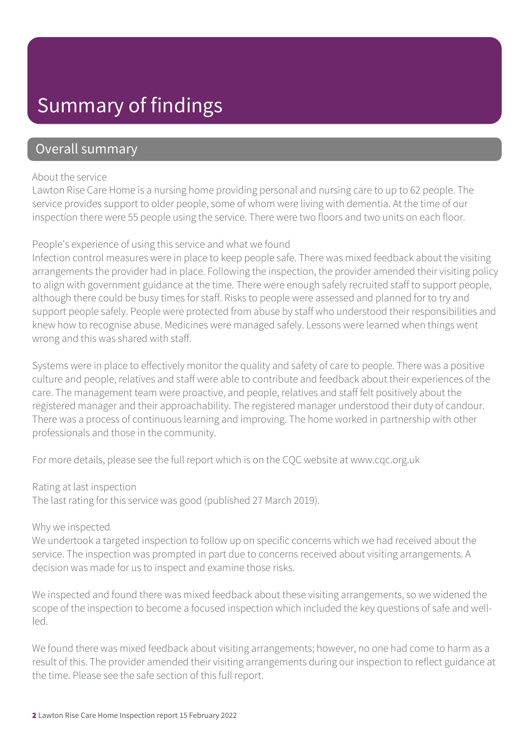# Summary of findings

## Overall summary

About the service

Lawton Rise Care Home is a nursing home providing personal and nursing care to up to 62 people. The service provides support to older people, some of whom were living with dementia. At the time of our inspection there were 55 people using the service. There were two floors and two units on each floor.

People's experience of using this service and what we found

Infection control measures were in place to keep people safe. There was mixed feedback about the visiting arrangements the provider had in place. Following the inspection, the provider amended their visiting policy to align with government guidance at the time. There were enough safely recruited staff to support people, although there could be busy times for staff. Risks to people were assessed and planned for to try and support people safely. People were protected from abuse by staff who understood their responsibilities and knew how to recognise abuse. Medicines were managed safely. Lessons were learned when things went wrong and this was shared with staff.

Systems were in place to effectively monitor the quality and safety of care to people. There was a positive culture and people, relatives and staff were able to contribute and feedback about their experiences of the care. The management team were proactive, and people, relatives and staff felt positively about the registered manager and their approachability. The registered manager understood their duty of candour. There was a process of continuous learning and improving. The home worked in partnership with other professionals and those in the community.

For more details, please see the full report which is on the CQC website at www.cqc.org.uk

Rating at last inspection

The last rating for this service was good (published 27 March 2019).

Why we inspected

We undertook a targeted inspection to follow up on specific concerns which we had received about the service. The inspection was prompted in part due to concerns received about visiting arrangements. A decision was made for us to inspect and examine those risks.

We inspected and found there was mixed feedback about these visiting arrangements, so we widened the scope of the inspection to become a focused inspection which included the key questions of safe and well-led.

We found there was mixed feedback about visiting arrangements; however, no one had come to harm as a result of this. The provider amended their visiting arrangements during our inspection to reflect guidance at the time. Please see the safe section of this full report.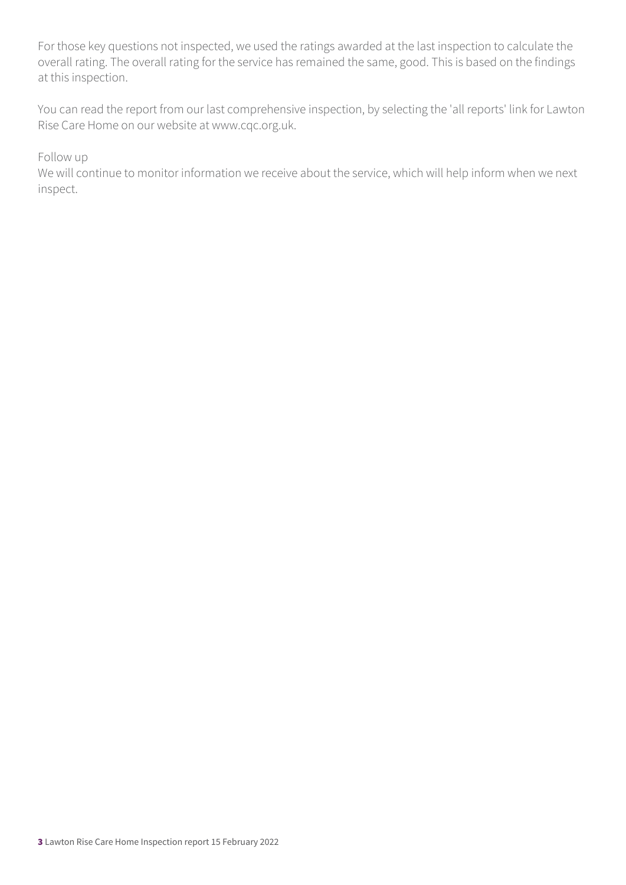For those key questions not inspected, we used the ratings awarded at the last inspection to calculate the overall rating. The overall rating for the service has remained the same, good. This is based on the findings at this inspection.

You can read the report from our last comprehensive inspection, by selecting the 'all reports' link for Lawton Rise Care Home on our website at www.cqc.org.uk.

Follow up

We will continue to monitor information we receive about the service, which will help inform when we next inspect.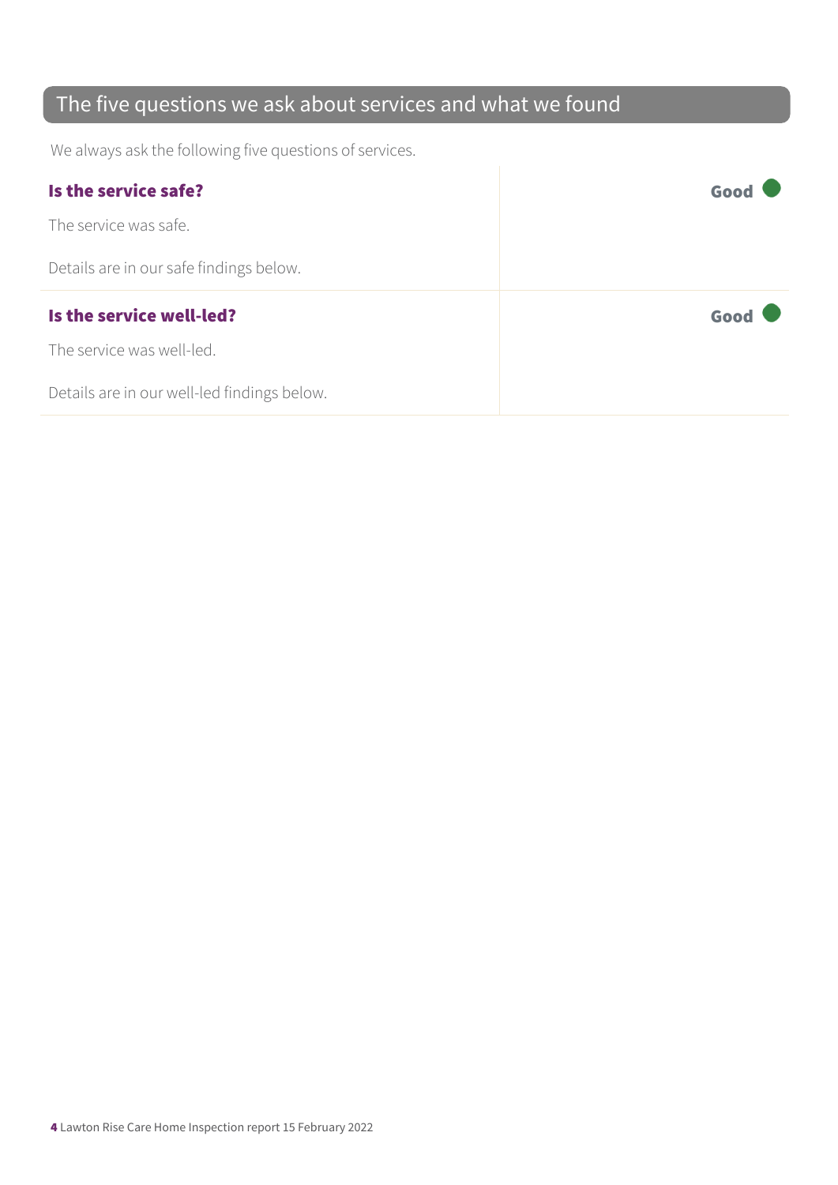## The five questions we ask about services and what we found

We always ask the following five questions of services.

### Is the service safe? — Good

The service was safe.

Details are in our safe findings below.

### Is the service well-led? — Good

The service was well-led.

Details are in our well-led findings below.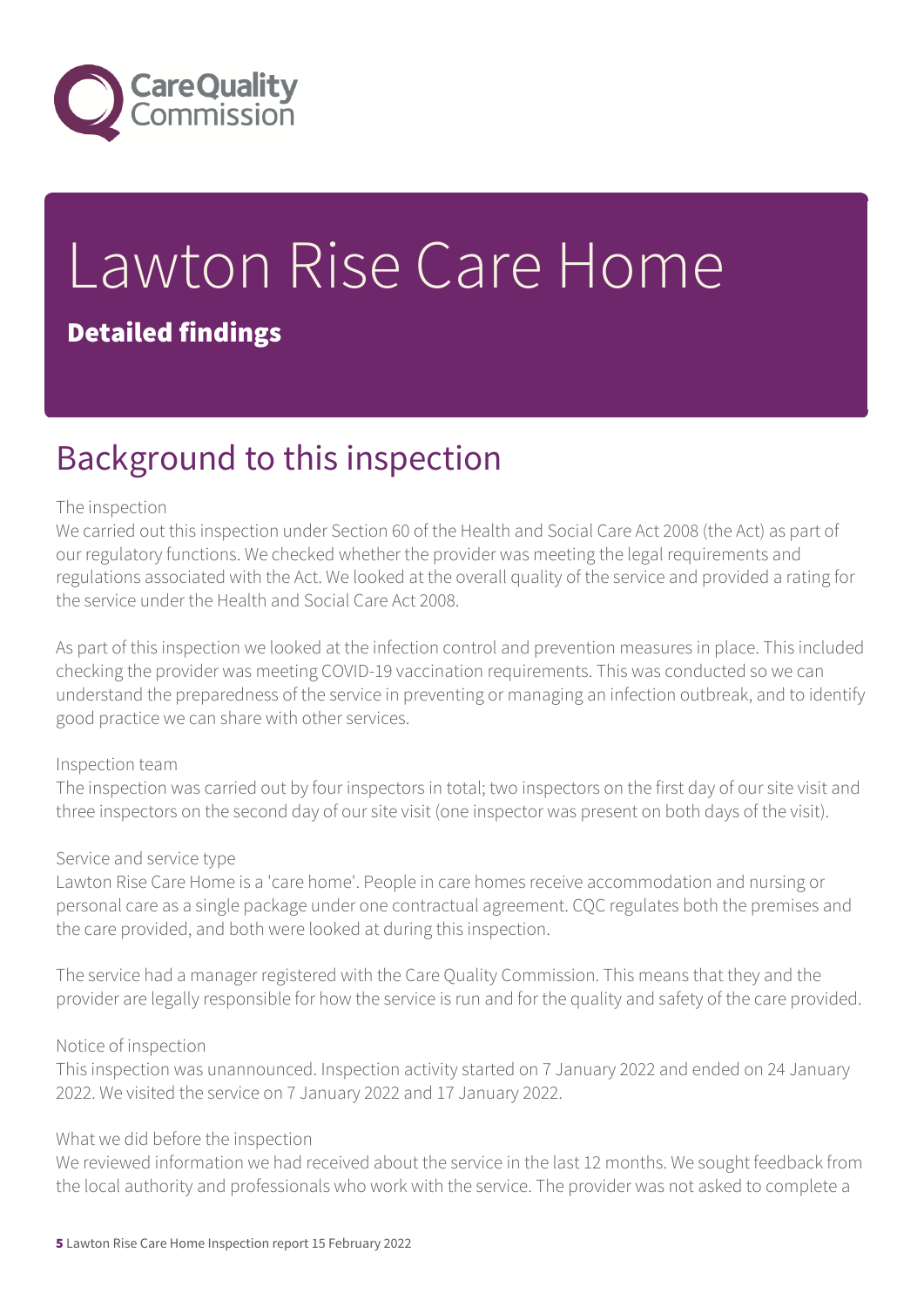# Lawton Rise Care Home

**Detailed findings**

## Background to this inspection

The inspection

We carried out this inspection under Section 60 of the Health and Social Care Act 2008 (the Act) as part of our regulatory functions. We checked whether the provider was meeting the legal requirements and regulations associated with the Act. We looked at the overall quality of the service and provided a rating for the service under the Health and Social Care Act 2008.

As part of this inspection we looked at the infection control and prevention measures in place. This included checking the provider was meeting COVID-19 vaccination requirements. This was conducted so we can understand the preparedness of the service in preventing or managing an infection outbreak, and to identify good practice we can share with other services.

Inspection team

The inspection was carried out by four inspectors in total; two inspectors on the first day of our site visit and three inspectors on the second day of our site visit (one inspector was present on both days of the visit).

Service and service type

Lawton Rise Care Home is a 'care home'. People in care homes receive accommodation and nursing or personal care as a single package under one contractual agreement. CQC regulates both the premises and the care provided, and both were looked at during this inspection.

The service had a manager registered with the Care Quality Commission. This means that they and the provider are legally responsible for how the service is run and for the quality and safety of the care provided.

Notice of inspection

This inspection was unannounced. Inspection activity started on 7 January 2022 and ended on 24 January 2022. We visited the service on 7 January 2022 and 17 January 2022.

What we did before the inspection

We reviewed information we had received about the service in the last 12 months. We sought feedback from the local authority and professionals who work with the service. The provider was not asked to complete a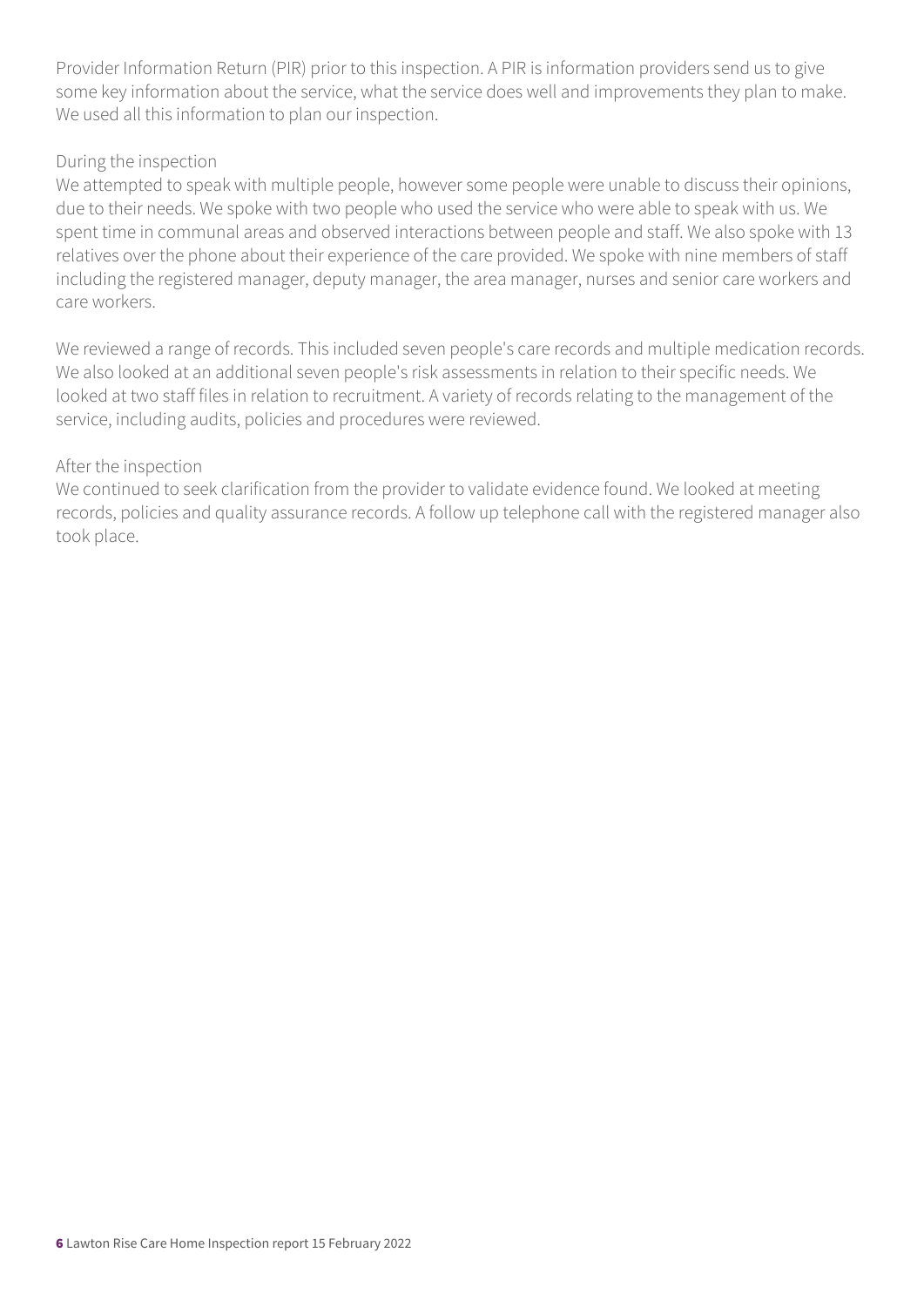Provider Information Return (PIR) prior to this inspection. A PIR is information providers send us to give some key information about the service, what the service does well and improvements they plan to make. We used all this information to plan our inspection.

During the inspection

We attempted to speak with multiple people, however some people were unable to discuss their opinions, due to their needs. We spoke with two people who used the service who were able to speak with us. We spent time in communal areas and observed interactions between people and staff. We also spoke with 13 relatives over the phone about their experience of the care provided. We spoke with nine members of staff including the registered manager, deputy manager, the area manager, nurses and senior care workers and care workers.

We reviewed a range of records. This included seven people's care records and multiple medication records. We also looked at an additional seven people's risk assessments in relation to their specific needs. We looked at two staff files in relation to recruitment. A variety of records relating to the management of the service, including audits, policies and procedures were reviewed.

After the inspection

We continued to seek clarification from the provider to validate evidence found. We looked at meeting records, policies and quality assurance records. A follow up telephone call with the registered manager also took place.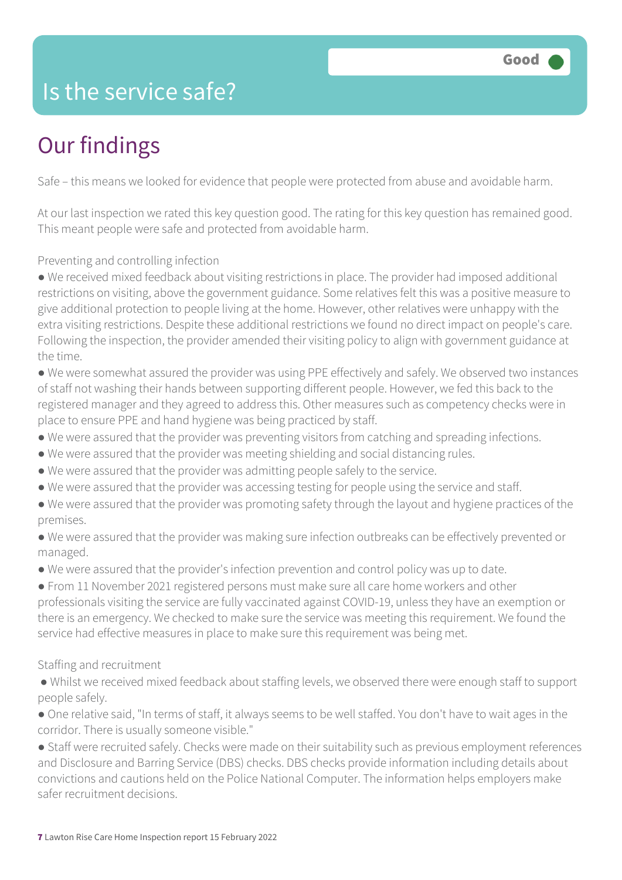# Is the service safe?

Good

## Our findings

Safe – this means we looked for evidence that people were protected from abuse and avoidable harm.

At our last inspection we rated this key question good. The rating for this key question has remained good. This meant people were safe and protected from avoidable harm.

Preventing and controlling infection

- We received mixed feedback about visiting restrictions in place. The provider had imposed additional restrictions on visiting, above the government guidance. Some relatives felt this was a positive measure to give additional protection to people living at the home. However, other relatives were unhappy with the extra visiting restrictions. Despite these additional restrictions we found no direct impact on people's care. Following the inspection, the provider amended their visiting policy to align with government guidance at the time.
- We were somewhat assured the provider was using PPE effectively and safely. We observed two instances of staff not washing their hands between supporting different people. However, we fed this back to the registered manager and they agreed to address this. Other measures such as competency checks were in place to ensure PPE and hand hygiene was being practiced by staff.
- We were assured that the provider was preventing visitors from catching and spreading infections.
- We were assured that the provider was meeting shielding and social distancing rules.
- We were assured that the provider was admitting people safely to the service.
- We were assured that the provider was accessing testing for people using the service and staff.
- We were assured that the provider was promoting safety through the layout and hygiene practices of the premises.
- We were assured that the provider was making sure infection outbreaks can be effectively prevented or managed.
- We were assured that the provider's infection prevention and control policy was up to date.
- From 11 November 2021 registered persons must make sure all care home workers and other professionals visiting the service are fully vaccinated against COVID-19, unless they have an exemption or there is an emergency. We checked to make sure the service was meeting this requirement. We found the service had effective measures in place to make sure this requirement was being met.

Staffing and recruitment

- Whilst we received mixed feedback about staffing levels, we observed there were enough staff to support people safely.
- One relative said, "In terms of staff, it always seems to be well staffed. You don't have to wait ages in the corridor. There is usually someone visible."
- Staff were recruited safely. Checks were made on their suitability such as previous employment references and Disclosure and Barring Service (DBS) checks. DBS checks provide information including details about convictions and cautions held on the Police National Computer. The information helps employers make safer recruitment decisions.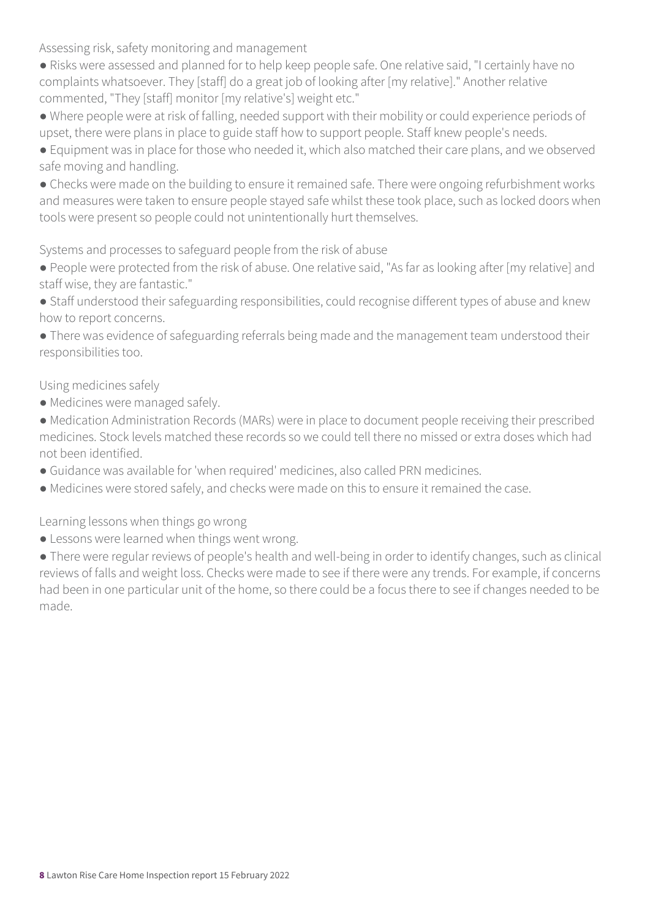### Assessing risk, safety monitoring and management

- Risks were assessed and planned for to help keep people safe. One relative said, "I certainly have no complaints whatsoever. They [staff] do a great job of looking after [my relative]." Another relative commented, "They [staff] monitor [my relative's] weight etc."
- Where people were at risk of falling, needed support with their mobility or could experience periods of upset, there were plans in place to guide staff how to support people. Staff knew people's needs.
- Equipment was in place for those who needed it, which also matched their care plans, and we observed safe moving and handling.
- Checks were made on the building to ensure it remained safe. There were ongoing refurbishment works and measures were taken to ensure people stayed safe whilst these took place, such as locked doors when tools were present so people could not unintentionally hurt themselves.

### Systems and processes to safeguard people from the risk of abuse

- People were protected from the risk of abuse. One relative said, "As far as looking after [my relative] and staff wise, they are fantastic."
- Staff understood their safeguarding responsibilities, could recognise different types of abuse and knew how to report concerns.
- There was evidence of safeguarding referrals being made and the management team understood their responsibilities too.

### Using medicines safely

- Medicines were managed safely.
- Medication Administration Records (MARs) were in place to document people receiving their prescribed medicines. Stock levels matched these records so we could tell there no missed or extra doses which had not been identified.
- Guidance was available for 'when required' medicines, also called PRN medicines.
- Medicines were stored safely, and checks were made on this to ensure it remained the case.

### Learning lessons when things go wrong

- Lessons were learned when things went wrong.
- There were regular reviews of people's health and well-being in order to identify changes, such as clinical reviews of falls and weight loss. Checks were made to see if there were any trends. For example, if concerns had been in one particular unit of the home, so there could be a focus there to see if changes needed to be made.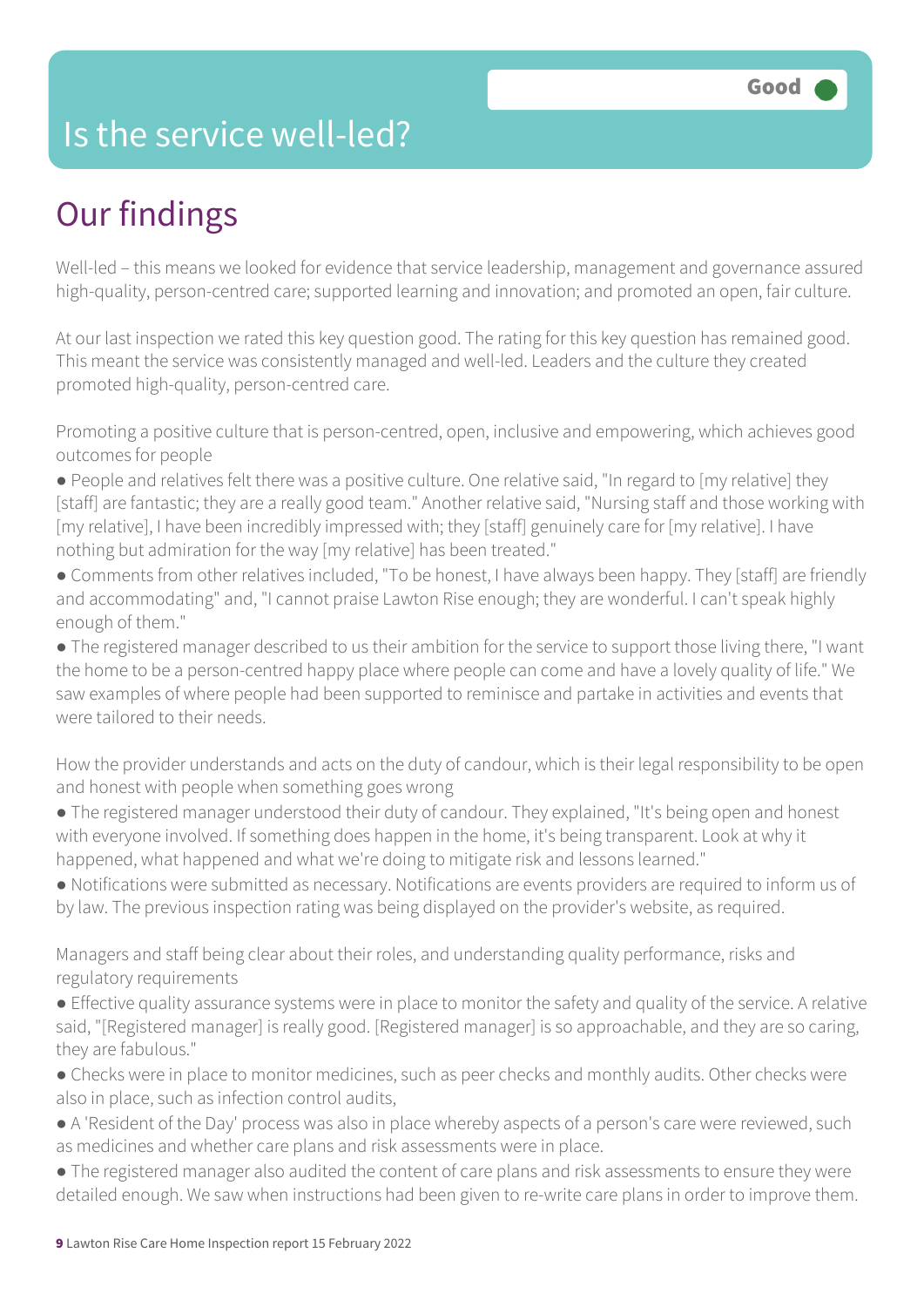Good

# Is the service well-led?

## Our findings

Well-led – this means we looked for evidence that service leadership, management and governance assured high-quality, person-centred care; supported learning and innovation; and promoted an open, fair culture.

At our last inspection we rated this key question good. The rating for this key question has remained good. This meant the service was consistently managed and well-led. Leaders and the culture they created promoted high-quality, person-centred care.

Promoting a positive culture that is person-centred, open, inclusive and empowering, which achieves good outcomes for people

- People and relatives felt there was a positive culture. One relative said, "In regard to [my relative] they [staff] are fantastic; they are a really good team." Another relative said, "Nursing staff and those working with [my relative], I have been incredibly impressed with; they [staff] genuinely care for [my relative]. I have nothing but admiration for the way [my relative] has been treated."
- Comments from other relatives included, "To be honest, I have always been happy. They [staff] are friendly and accommodating" and, "I cannot praise Lawton Rise enough; they are wonderful. I can't speak highly enough of them."
- The registered manager described to us their ambition for the service to support those living there, "I want the home to be a person-centred happy place where people can come and have a lovely quality of life." We saw examples of where people had been supported to reminisce and partake in activities and events that were tailored to their needs.

How the provider understands and acts on the duty of candour, which is their legal responsibility to be open and honest with people when something goes wrong

- The registered manager understood their duty of candour. They explained, "It's being open and honest with everyone involved. If something does happen in the home, it's being transparent. Look at why it happened, what happened and what we're doing to mitigate risk and lessons learned."
- Notifications were submitted as necessary. Notifications are events providers are required to inform us of by law. The previous inspection rating was being displayed on the provider's website, as required.

Managers and staff being clear about their roles, and understanding quality performance, risks and regulatory requirements

- Effective quality assurance systems were in place to monitor the safety and quality of the service. A relative said, "[Registered manager] is really good. [Registered manager] is so approachable, and they are so caring, they are fabulous."
- Checks were in place to monitor medicines, such as peer checks and monthly audits. Other checks were also in place, such as infection control audits,
- A 'Resident of the Day' process was also in place whereby aspects of a person's care were reviewed, such as medicines and whether care plans and risk assessments were in place.
- The registered manager also audited the content of care plans and risk assessments to ensure they were detailed enough. We saw when instructions had been given to re-write care plans in order to improve them.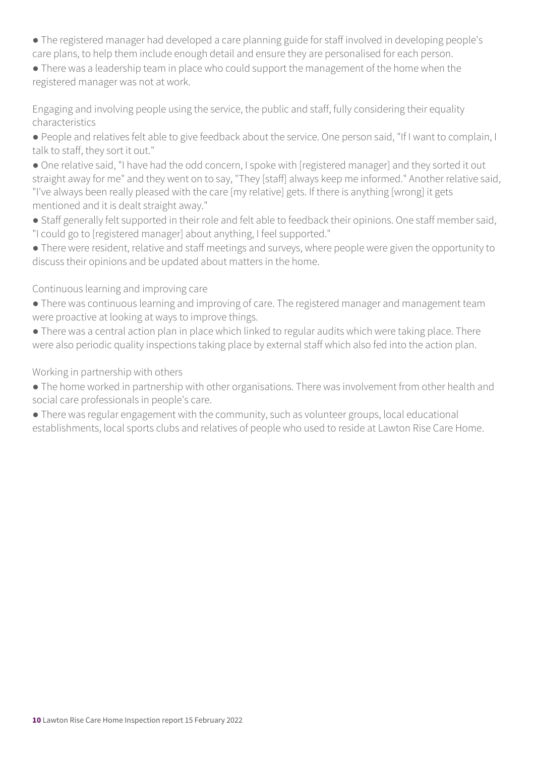- The registered manager had developed a care planning guide for staff involved in developing people's care plans, to help them include enough detail and ensure they are personalised for each person.
- There was a leadership team in place who could support the management of the home when the registered manager was not at work.

Engaging and involving people using the service, the public and staff, fully considering their equality characteristics

- People and relatives felt able to give feedback about the service. One person said, "If I want to complain, I talk to staff, they sort it out."
- One relative said, "I have had the odd concern, I spoke with [registered manager] and they sorted it out straight away for me" and they went on to say, "They [staff] always keep me informed." Another relative said, "I've always been really pleased with the care [my relative] gets. If there is anything [wrong] it gets mentioned and it is dealt straight away."
- Staff generally felt supported in their role and felt able to feedback their opinions. One staff member said, "I could go to [registered manager] about anything, I feel supported."
- There were resident, relative and staff meetings and surveys, where people were given the opportunity to discuss their opinions and be updated about matters in the home.

Continuous learning and improving care

- There was continuous learning and improving of care. The registered manager and management team were proactive at looking at ways to improve things.
- There was a central action plan in place which linked to regular audits which were taking place. There were also periodic quality inspections taking place by external staff which also fed into the action plan.

Working in partnership with others

- The home worked in partnership with other organisations. There was involvement from other health and social care professionals in people's care.
- There was regular engagement with the community, such as volunteer groups, local educational establishments, local sports clubs and relatives of people who used to reside at Lawton Rise Care Home.